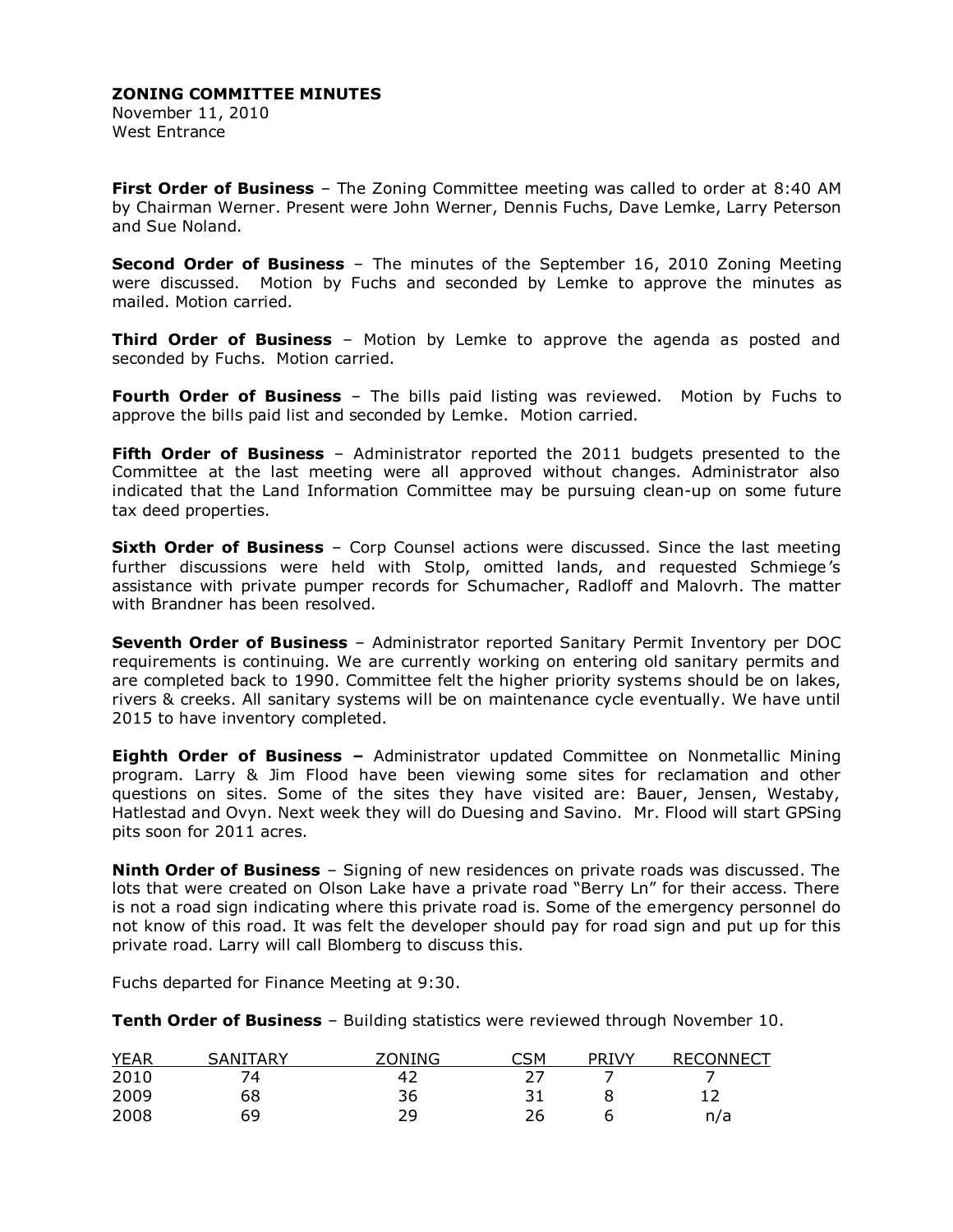# ZONING COMMITTEE MINUTES

November 11, 2010
West Entrance

**First Order of Business** – The Zoning Committee meeting was called to order at 8:40 AM by Chairman Werner. Present were John Werner, Dennis Fuchs, Dave Lemke, Larry Peterson and Sue Noland.

**Second Order of Business** – The minutes of the September 16, 2010 Zoning Meeting were discussed. Motion by Fuchs and seconded by Lemke to approve the minutes as mailed. Motion carried.

**Third Order of Business** – Motion by Lemke to approve the agenda as posted and seconded by Fuchs. Motion carried.

**Fourth Order of Business** – The bills paid listing was reviewed. Motion by Fuchs to approve the bills paid list and seconded by Lemke. Motion carried.

**Fifth Order of Business** – Administrator reported the 2011 budgets presented to the Committee at the last meeting were all approved without changes. Administrator also indicated that the Land Information Committee may be pursuing clean-up on some future tax deed properties.

**Sixth Order of Business** – Corp Counsel actions were discussed. Since the last meeting further discussions were held with Stolp, omitted lands, and requested Schmiege's assistance with private pumper records for Schumacher, Radloff and Malovrh. The matter with Brandner has been resolved.

**Seventh Order of Business** – Administrator reported Sanitary Permit Inventory per DOC requirements is continuing. We are currently working on entering old sanitary permits and are completed back to 1990. Committee felt the higher priority systems should be on lakes, rivers & creeks. All sanitary systems will be on maintenance cycle eventually. We have until 2015 to have inventory completed.

**Eighth Order of Business –** Administrator updated Committee on Nonmetallic Mining program. Larry & Jim Flood have been viewing some sites for reclamation and other questions on sites. Some of the sites they have visited are: Bauer, Jensen, Westaby, Hatlestad and Ovyn. Next week they will do Duesing and Savino. Mr. Flood will start GPSing pits soon for 2011 acres.

**Ninth Order of Business** – Signing of new residences on private roads was discussed. The lots that were created on Olson Lake have a private road "Berry Ln" for their access. There is not a road sign indicating where this private road is. Some of the emergency personnel do not know of this road. It was felt the developer should pay for road sign and put up for this private road. Larry will call Blomberg to discuss this.

Fuchs departed for Finance Meeting at 9:30.

**Tenth Order of Business** – Building statistics were reviewed through November 10.

| YEAR | SANITARY | ZONING | CSM | PRIVY | RECONNECT |
|---|---|---|---|---|---|
| 2010 | 74 | 42 | 27 | 7 | 7 |
| 2009 | 68 | 36 | 31 | 8 | 12 |
| 2008 | 69 | 29 | 26 | 6 | n/a |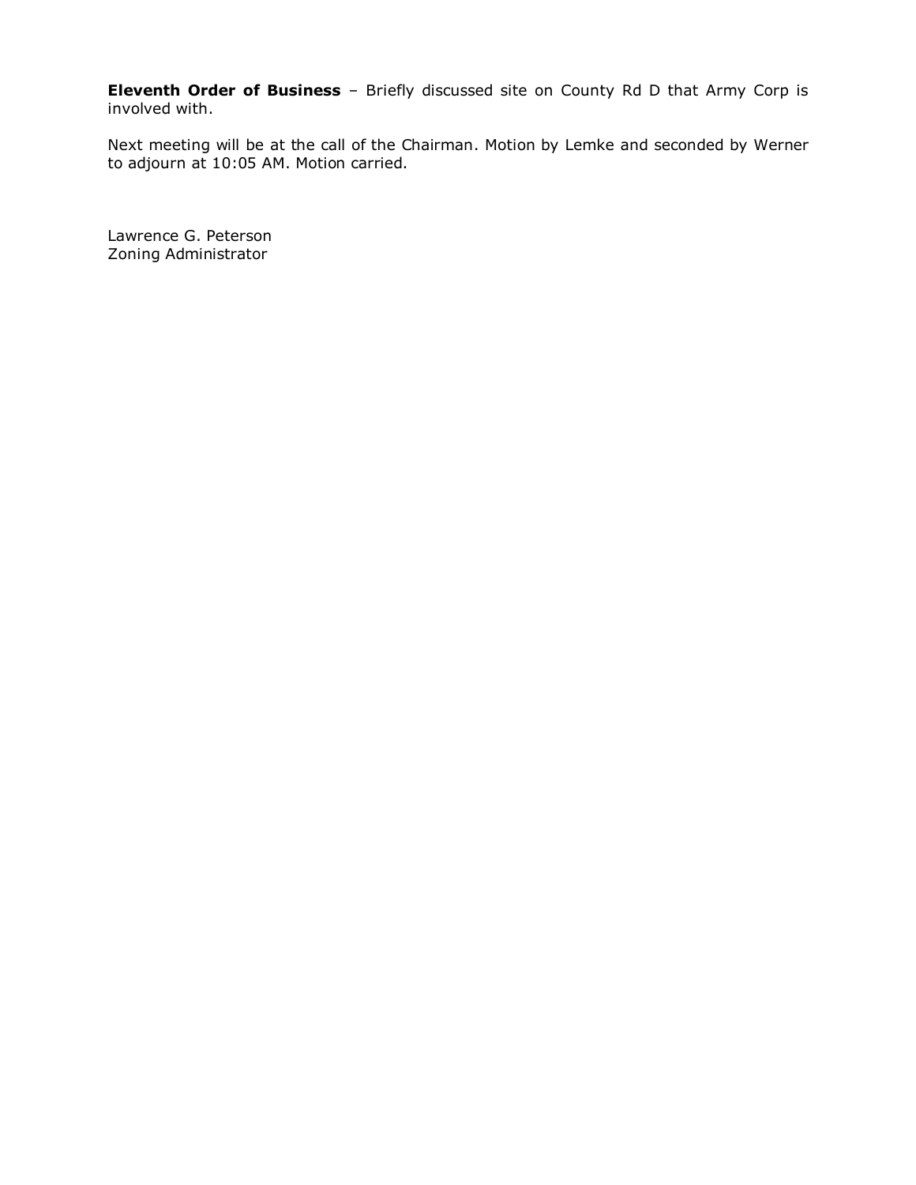**Eleventh Order of Business** – Briefly discussed site on County Rd D that Army Corp is involved with.

Next meeting will be at the call of the Chairman. Motion by Lemke and seconded by Werner to adjourn at 10:05 AM. Motion carried.

Lawrence G. Peterson
Zoning Administrator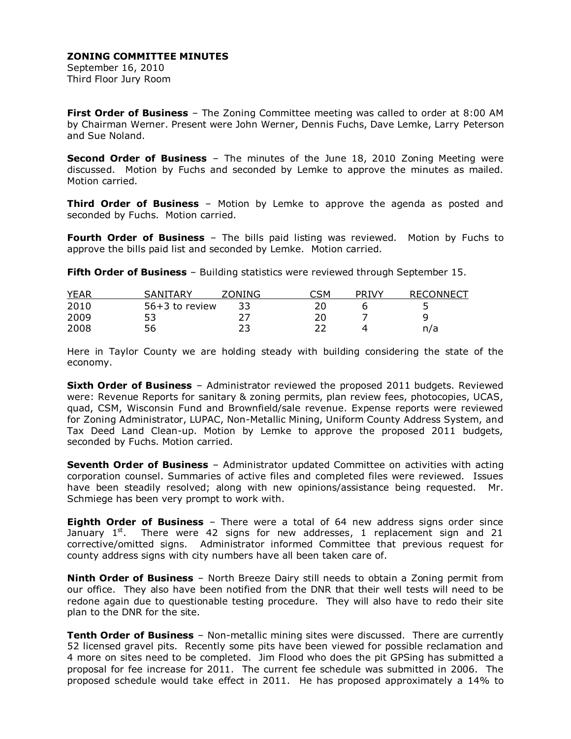**ZONING COMMITTEE MINUTES**
September 16, 2010
Third Floor Jury Room

**First Order of Business** – The Zoning Committee meeting was called to order at 8:00 AM by Chairman Werner. Present were John Werner, Dennis Fuchs, Dave Lemke, Larry Peterson and Sue Noland.

**Second Order of Business** – The minutes of the June 18, 2010 Zoning Meeting were discussed. Motion by Fuchs and seconded by Lemke to approve the minutes as mailed. Motion carried.

**Third Order of Business** – Motion by Lemke to approve the agenda as posted and seconded by Fuchs. Motion carried.

**Fourth Order of Business** – The bills paid listing was reviewed. Motion by Fuchs to approve the bills paid list and seconded by Lemke. Motion carried.

**Fifth Order of Business** – Building statistics were reviewed through September 15.

| YEAR | SANITARY | ZONING | CSM | PRIVY | RECONNECT |
|---|---|---|---|---|---|
| 2010 | 56+3 to review | 33 | 20 | 6 | 5 |
| 2009 | 53 | 27 | 20 | 7 | 9 |
| 2008 | 56 | 23 | 22 | 4 | n/a |

Here in Taylor County we are holding steady with building considering the state of the economy.

**Sixth Order of Business** – Administrator reviewed the proposed 2011 budgets. Reviewed were: Revenue Reports for sanitary & zoning permits, plan review fees, photocopies, UCAS, quad, CSM, Wisconsin Fund and Brownfield/sale revenue. Expense reports were reviewed for Zoning Administrator, LUPAC, Non-Metallic Mining, Uniform County Address System, and Tax Deed Land Clean-up. Motion by Lemke to approve the proposed 2011 budgets, seconded by Fuchs. Motion carried.

**Seventh Order of Business** – Administrator updated Committee on activities with acting corporation counsel. Summaries of active files and completed files were reviewed. Issues have been steadily resolved; along with new opinions/assistance being requested. Mr. Schmiege has been very prompt to work with.

**Eighth Order of Business** – There were a total of 64 new address signs order since January 1st. There were 42 signs for new addresses, 1 replacement sign and 21 corrective/omitted signs. Administrator informed Committee that previous request for county address signs with city numbers have all been taken care of.

**Ninth Order of Business** – North Breeze Dairy still needs to obtain a Zoning permit from our office. They also have been notified from the DNR that their well tests will need to be redone again due to questionable testing procedure. They will also have to redo their site plan to the DNR for the site.

**Tenth Order of Business** – Non-metallic mining sites were discussed. There are currently 52 licensed gravel pits. Recently some pits have been viewed for possible reclamation and 4 more on sites need to be completed. Jim Flood who does the pit GPSing has submitted a proposal for fee increase for 2011. The current fee schedule was submitted in 2006. The proposed schedule would take effect in 2011. He has proposed approximately a 14% to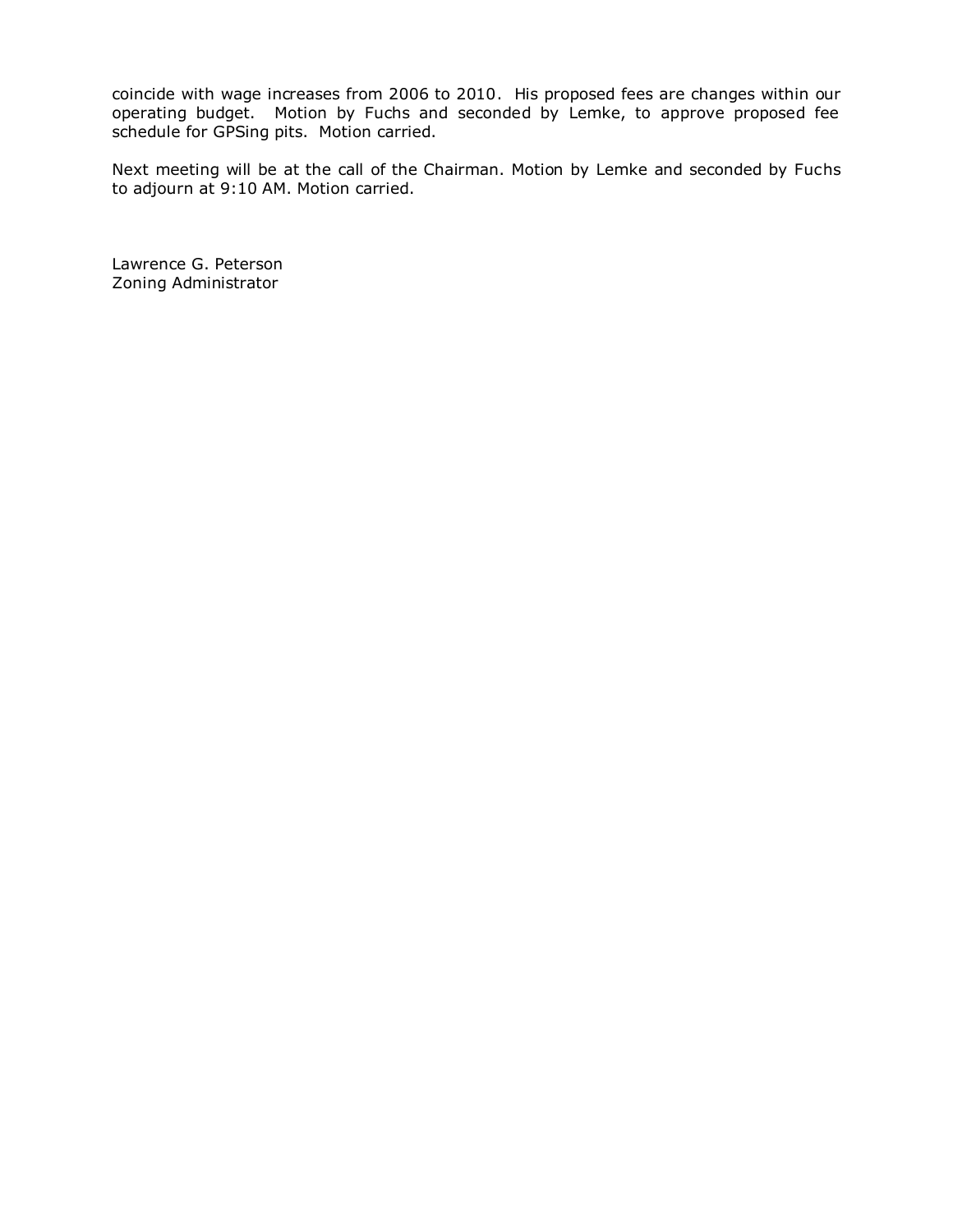coincide with wage increases from 2006 to 2010. His proposed fees are changes within our operating budget. Motion by Fuchs and seconded by Lemke, to approve proposed fee schedule for GPSing pits. Motion carried.

Next meeting will be at the call of the Chairman. Motion by Lemke and seconded by Fuchs to adjourn at 9:10 AM. Motion carried.

Lawrence G. Peterson
Zoning Administrator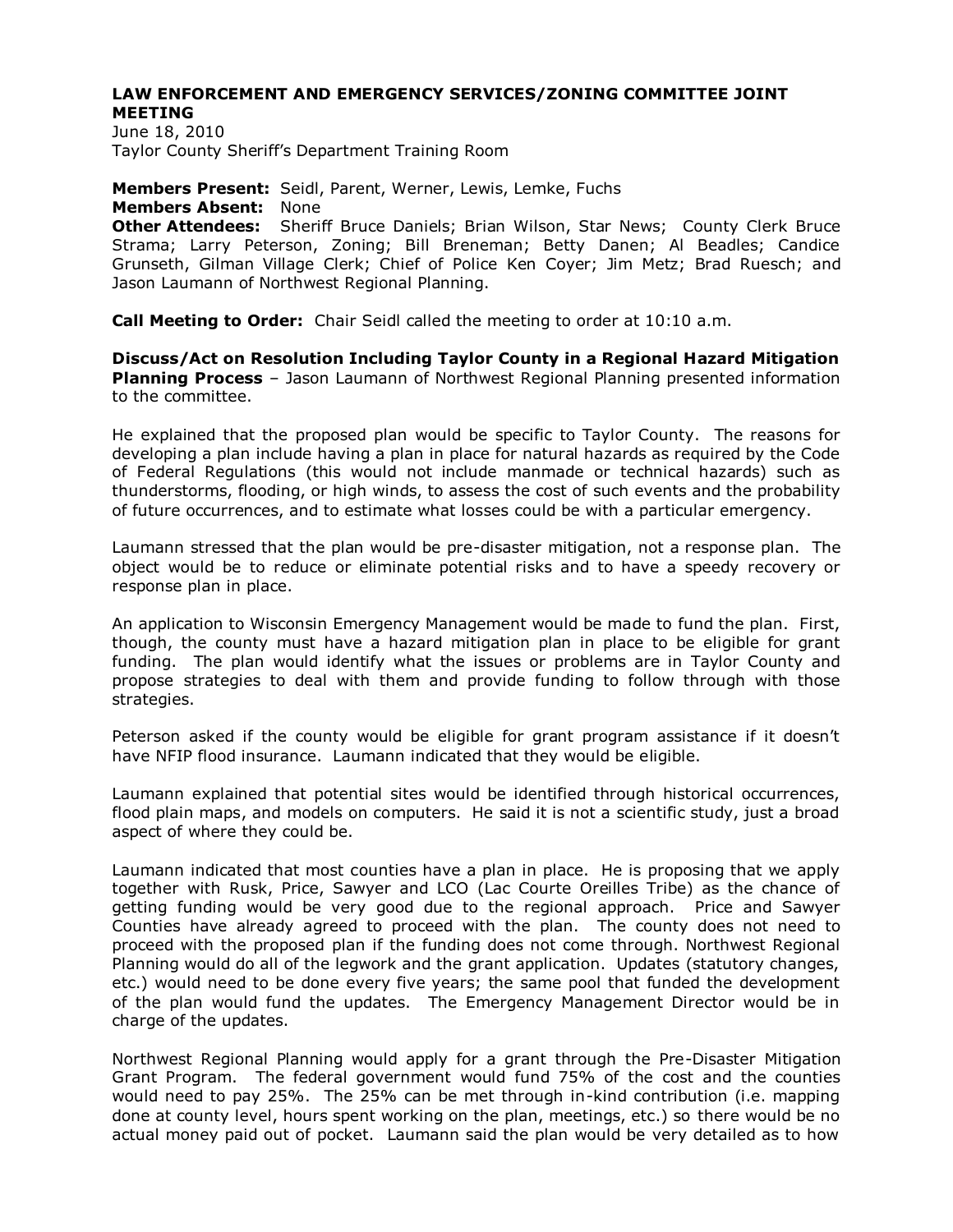**LAW ENFORCEMENT AND EMERGENCY SERVICES/ZONING COMMITTEE JOINT MEETING**
June 18, 2010
Taylor County Sheriff's Department Training Room

**Members Present:** Seidl, Parent, Werner, Lewis, Lemke, Fuchs
**Members Absent:** None
**Other Attendees:** Sheriff Bruce Daniels; Brian Wilson, Star News; County Clerk Bruce Strama; Larry Peterson, Zoning; Bill Breneman; Betty Danen; Al Beadles; Candice Grunseth, Gilman Village Clerk; Chief of Police Ken Coyer; Jim Metz; Brad Ruesch; and Jason Laumann of Northwest Regional Planning.

**Call Meeting to Order:** Chair Seidl called the meeting to order at 10:10 a.m.

**Discuss/Act on Resolution Including Taylor County in a Regional Hazard Mitigation Planning Process** – Jason Laumann of Northwest Regional Planning presented information to the committee.

He explained that the proposed plan would be specific to Taylor County. The reasons for developing a plan include having a plan in place for natural hazards as required by the Code of Federal Regulations (this would not include manmade or technical hazards) such as thunderstorms, flooding, or high winds, to assess the cost of such events and the probability of future occurrences, and to estimate what losses could be with a particular emergency.

Laumann stressed that the plan would be pre-disaster mitigation, not a response plan. The object would be to reduce or eliminate potential risks and to have a speedy recovery or response plan in place.

An application to Wisconsin Emergency Management would be made to fund the plan. First, though, the county must have a hazard mitigation plan in place to be eligible for grant funding. The plan would identify what the issues or problems are in Taylor County and propose strategies to deal with them and provide funding to follow through with those strategies.

Peterson asked if the county would be eligible for grant program assistance if it doesn't have NFIP flood insurance. Laumann indicated that they would be eligible.

Laumann explained that potential sites would be identified through historical occurrences, flood plain maps, and models on computers. He said it is not a scientific study, just a broad aspect of where they could be.

Laumann indicated that most counties have a plan in place. He is proposing that we apply together with Rusk, Price, Sawyer and LCO (Lac Courte Oreilles Tribe) as the chance of getting funding would be very good due to the regional approach. Price and Sawyer Counties have already agreed to proceed with the plan. The county does not need to proceed with the proposed plan if the funding does not come through. Northwest Regional Planning would do all of the legwork and the grant application. Updates (statutory changes, etc.) would need to be done every five years; the same pool that funded the development of the plan would fund the updates. The Emergency Management Director would be in charge of the updates.

Northwest Regional Planning would apply for a grant through the Pre-Disaster Mitigation Grant Program. The federal government would fund 75% of the cost and the counties would need to pay 25%. The 25% can be met through in-kind contribution (i.e. mapping done at county level, hours spent working on the plan, meetings, etc.) so there would be no actual money paid out of pocket. Laumann said the plan would be very detailed as to how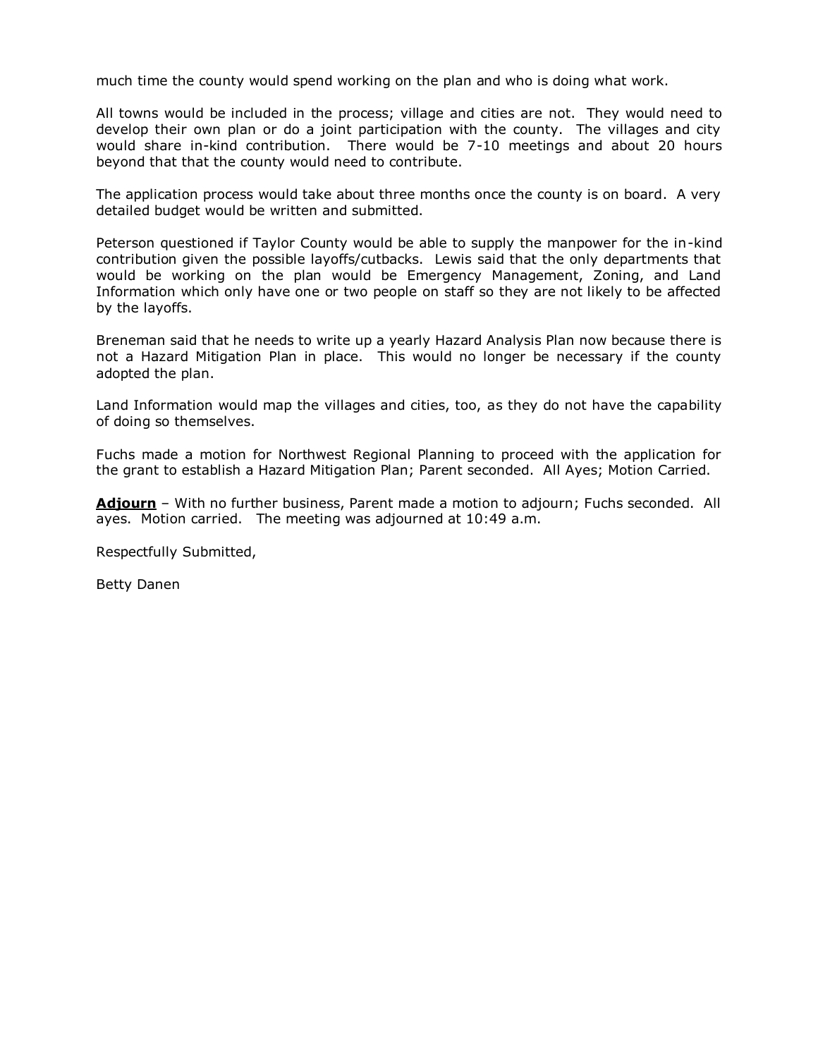much time the county would spend working on the plan and who is doing what work.

All towns would be included in the process; village and cities are not. They would need to develop their own plan or do a joint participation with the county. The villages and city would share in-kind contribution. There would be 7-10 meetings and about 20 hours beyond that that the county would need to contribute.

The application process would take about three months once the county is on board. A very detailed budget would be written and submitted.

Peterson questioned if Taylor County would be able to supply the manpower for the in-kind contribution given the possible layoffs/cutbacks. Lewis said that the only departments that would be working on the plan would be Emergency Management, Zoning, and Land Information which only have one or two people on staff so they are not likely to be affected by the layoffs.

Breneman said that he needs to write up a yearly Hazard Analysis Plan now because there is not a Hazard Mitigation Plan in place. This would no longer be necessary if the county adopted the plan.

Land Information would map the villages and cities, too, as they do not have the capability of doing so themselves.

Fuchs made a motion for Northwest Regional Planning to proceed with the application for the grant to establish a Hazard Mitigation Plan; Parent seconded. All Ayes; Motion Carried.

**Adjourn** – With no further business, Parent made a motion to adjourn; Fuchs seconded. All ayes. Motion carried. The meeting was adjourned at 10:49 a.m.

Respectfully Submitted,

Betty Danen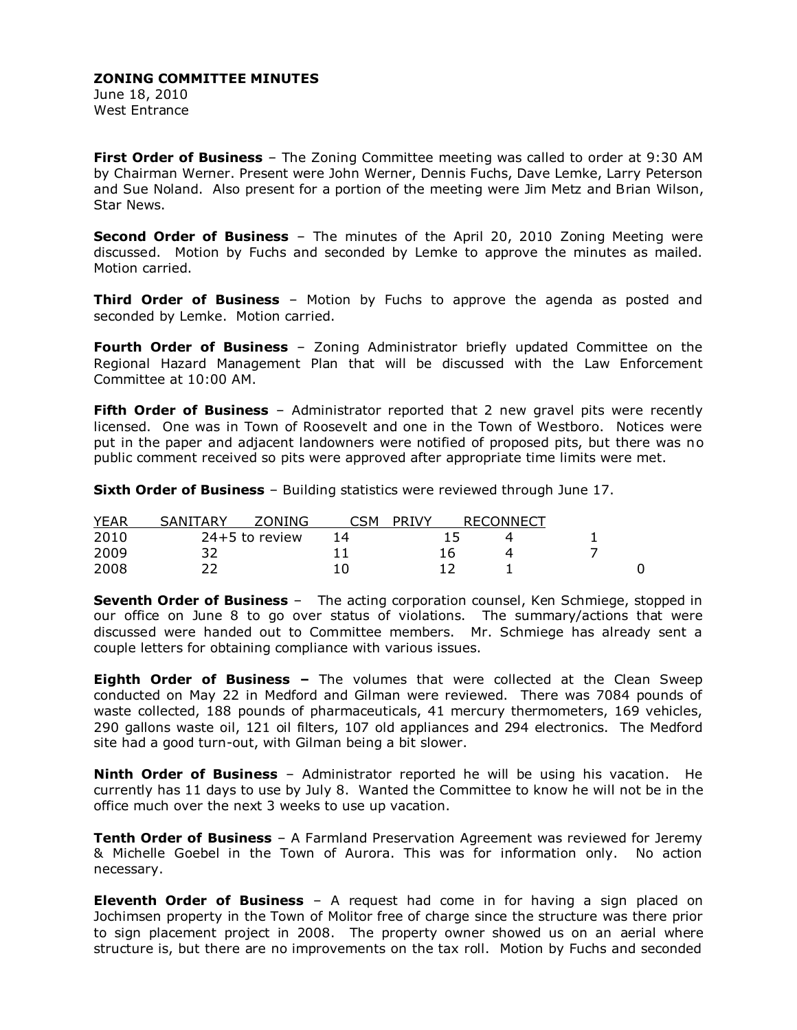**ZONING COMMITTEE MINUTES**
June 18, 2010
West Entrance

**First Order of Business** – The Zoning Committee meeting was called to order at 9:30 AM by Chairman Werner. Present were John Werner, Dennis Fuchs, Dave Lemke, Larry Peterson and Sue Noland. Also present for a portion of the meeting were Jim Metz and Brian Wilson, Star News.

**Second Order of Business** – The minutes of the April 20, 2010 Zoning Meeting were discussed. Motion by Fuchs and seconded by Lemke to approve the minutes as mailed. Motion carried.

**Third Order of Business** – Motion by Fuchs to approve the agenda as posted and seconded by Lemke. Motion carried.

**Fourth Order of Business** – Zoning Administrator briefly updated Committee on the Regional Hazard Management Plan that will be discussed with the Law Enforcement Committee at 10:00 AM.

**Fifth Order of Business** – Administrator reported that 2 new gravel pits were recently licensed. One was in Town of Roosevelt and one in the Town of Westboro. Notices were put in the paper and adjacent landowners were notified of proposed pits, but there was no public comment received so pits were approved after appropriate time limits were met.

**Sixth Order of Business** – Building statistics were reviewed through June 17.

| YEAR | SANITARY | ZONING | CSM | PRIVY | RECONNECT |
|---|---|---|---|---|---|
| 2010 | 24+5 to review | 14 | 15 | 4 | 1 |
| 2009 | 32 | 11 | 16 | 4 | 7 |
| 2008 | 22 | 10 | 12 | 1 | 0 |

**Seventh Order of Business** – The acting corporation counsel, Ken Schmiege, stopped in our office on June 8 to go over status of violations. The summary/actions that were discussed were handed out to Committee members. Mr. Schmiege has already sent a couple letters for obtaining compliance with various issues.

**Eighth Order of Business –** The volumes that were collected at the Clean Sweep conducted on May 22 in Medford and Gilman were reviewed. There was 7084 pounds of waste collected, 188 pounds of pharmaceuticals, 41 mercury thermometers, 169 vehicles, 290 gallons waste oil, 121 oil filters, 107 old appliances and 294 electronics. The Medford site had a good turn-out, with Gilman being a bit slower.

**Ninth Order of Business** – Administrator reported he will be using his vacation. He currently has 11 days to use by July 8. Wanted the Committee to know he will not be in the office much over the next 3 weeks to use up vacation.

**Tenth Order of Business** – A Farmland Preservation Agreement was reviewed for Jeremy & Michelle Goebel in the Town of Aurora. This was for information only. No action necessary.

**Eleventh Order of Business** – A request had come in for having a sign placed on Jochimsen property in the Town of Molitor free of charge since the structure was there prior to sign placement project in 2008. The property owner showed us on an aerial where structure is, but there are no improvements on the tax roll. Motion by Fuchs and seconded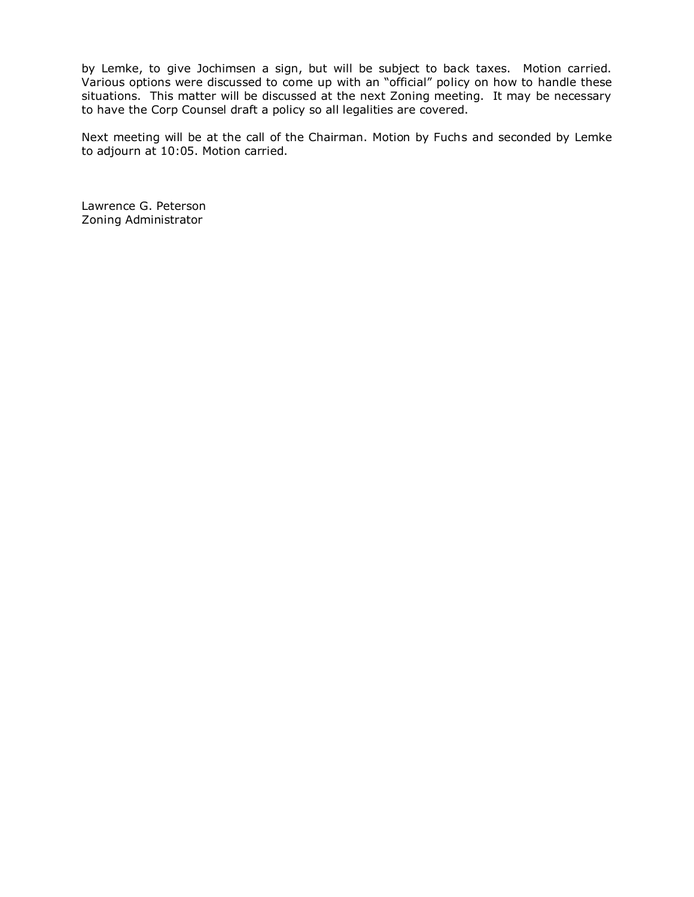by Lemke, to give Jochimsen a sign, but will be subject to back taxes. Motion carried. Various options were discussed to come up with an "official" policy on how to handle these situations. This matter will be discussed at the next Zoning meeting. It may be necessary to have the Corp Counsel draft a policy so all legalities are covered.

Next meeting will be at the call of the Chairman. Motion by Fuchs and seconded by Lemke to adjourn at 10:05. Motion carried.

Lawrence G. Peterson
Zoning Administrator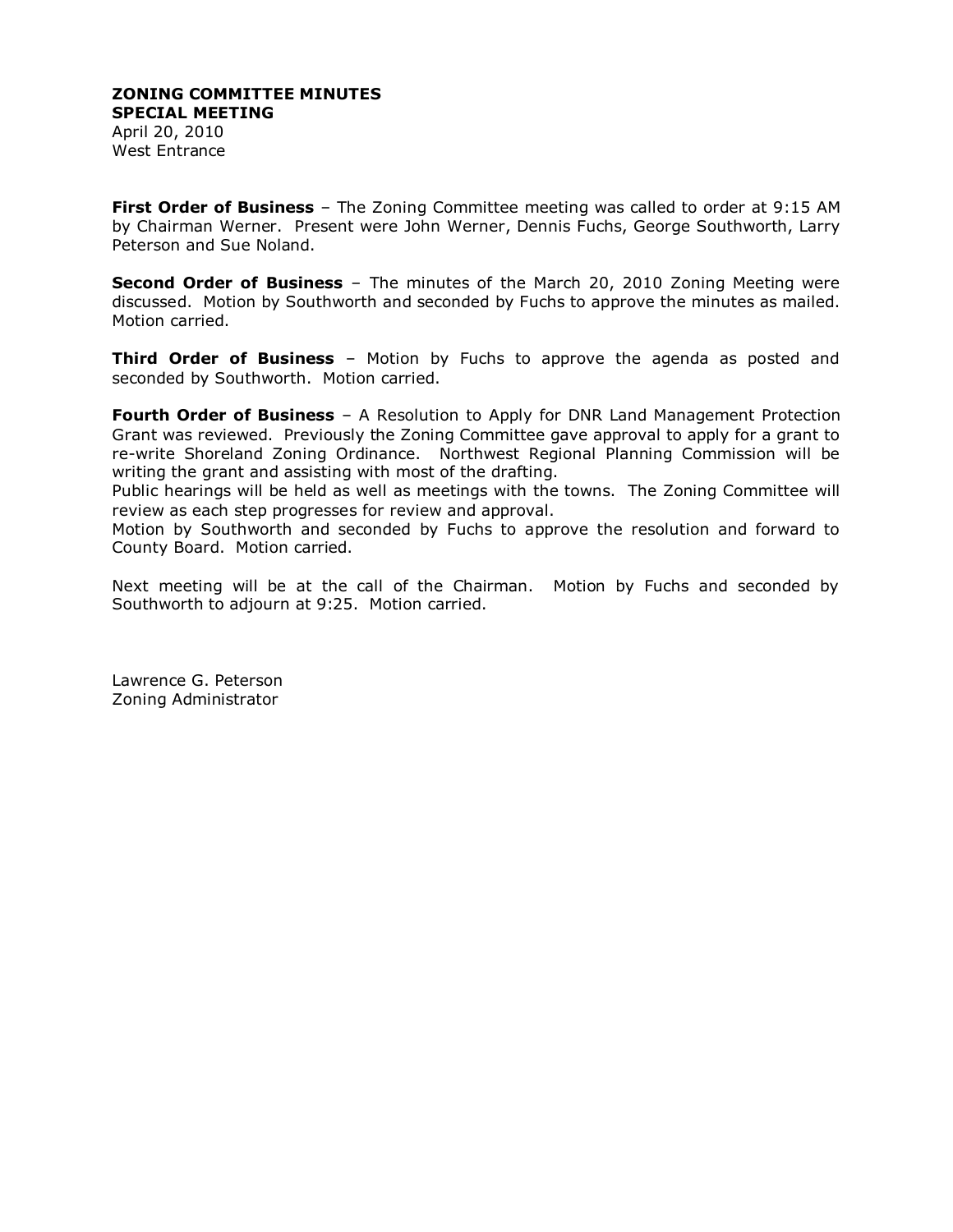**ZONING COMMITTEE MINUTES**
**SPECIAL MEETING**
April 20, 2010
West Entrance

**First Order of Business** – The Zoning Committee meeting was called to order at 9:15 AM by Chairman Werner. Present were John Werner, Dennis Fuchs, George Southworth, Larry Peterson and Sue Noland.

**Second Order of Business** – The minutes of the March 20, 2010 Zoning Meeting were discussed. Motion by Southworth and seconded by Fuchs to approve the minutes as mailed. Motion carried.

**Third Order of Business** – Motion by Fuchs to approve the agenda as posted and seconded by Southworth. Motion carried.

**Fourth Order of Business** – A Resolution to Apply for DNR Land Management Protection Grant was reviewed. Previously the Zoning Committee gave approval to apply for a grant to re-write Shoreland Zoning Ordinance. Northwest Regional Planning Commission will be writing the grant and assisting with most of the drafting.
Public hearings will be held as well as meetings with the towns. The Zoning Committee will review as each step progresses for review and approval.
Motion by Southworth and seconded by Fuchs to approve the resolution and forward to County Board. Motion carried.

Next meeting will be at the call of the Chairman. Motion by Fuchs and seconded by Southworth to adjourn at 9:25. Motion carried.

Lawrence G. Peterson
Zoning Administrator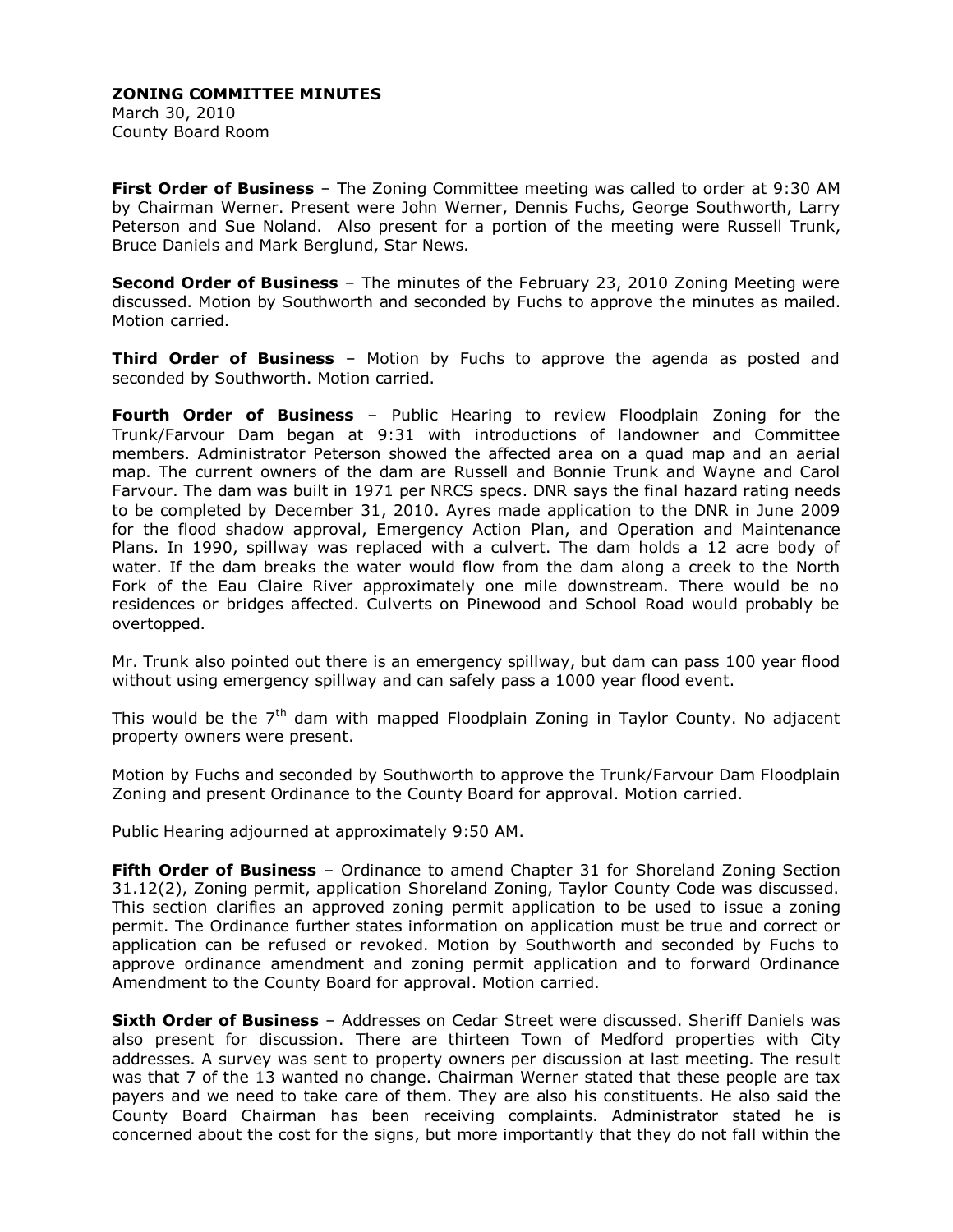**ZONING COMMITTEE MINUTES**
March 30, 2010
County Board Room

**First Order of Business** – The Zoning Committee meeting was called to order at 9:30 AM by Chairman Werner. Present were John Werner, Dennis Fuchs, George Southworth, Larry Peterson and Sue Noland. Also present for a portion of the meeting were Russell Trunk, Bruce Daniels and Mark Berglund, Star News.

**Second Order of Business** – The minutes of the February 23, 2010 Zoning Meeting were discussed. Motion by Southworth and seconded by Fuchs to approve the minutes as mailed. Motion carried.

**Third Order of Business** – Motion by Fuchs to approve the agenda as posted and seconded by Southworth. Motion carried.

**Fourth Order of Business** – Public Hearing to review Floodplain Zoning for the Trunk/Farvour Dam began at 9:31 with introductions of landowner and Committee members. Administrator Peterson showed the affected area on a quad map and an aerial map. The current owners of the dam are Russell and Bonnie Trunk and Wayne and Carol Farvour. The dam was built in 1971 per NRCS specs. DNR says the final hazard rating needs to be completed by December 31, 2010. Ayres made application to the DNR in June 2009 for the flood shadow approval, Emergency Action Plan, and Operation and Maintenance Plans. In 1990, spillway was replaced with a culvert. The dam holds a 12 acre body of water. If the dam breaks the water would flow from the dam along a creek to the North Fork of the Eau Claire River approximately one mile downstream. There would be no residences or bridges affected. Culverts on Pinewood and School Road would probably be overtopped.

Mr. Trunk also pointed out there is an emergency spillway, but dam can pass 100 year flood without using emergency spillway and can safely pass a 1000 year flood event.

This would be the 7th dam with mapped Floodplain Zoning in Taylor County. No adjacent property owners were present.

Motion by Fuchs and seconded by Southworth to approve the Trunk/Farvour Dam Floodplain Zoning and present Ordinance to the County Board for approval. Motion carried.

Public Hearing adjourned at approximately 9:50 AM.

**Fifth Order of Business** – Ordinance to amend Chapter 31 for Shoreland Zoning Section 31.12(2), Zoning permit, application Shoreland Zoning, Taylor County Code was discussed. This section clarifies an approved zoning permit application to be used to issue a zoning permit. The Ordinance further states information on application must be true and correct or application can be refused or revoked. Motion by Southworth and seconded by Fuchs to approve ordinance amendment and zoning permit application and to forward Ordinance Amendment to the County Board for approval. Motion carried.

**Sixth Order of Business** – Addresses on Cedar Street were discussed. Sheriff Daniels was also present for discussion. There are thirteen Town of Medford properties with City addresses. A survey was sent to property owners per discussion at last meeting. The result was that 7 of the 13 wanted no change. Chairman Werner stated that these people are tax payers and we need to take care of them. They are also his constituents. He also said the County Board Chairman has been receiving complaints. Administrator stated he is concerned about the cost for the signs, but more importantly that they do not fall within the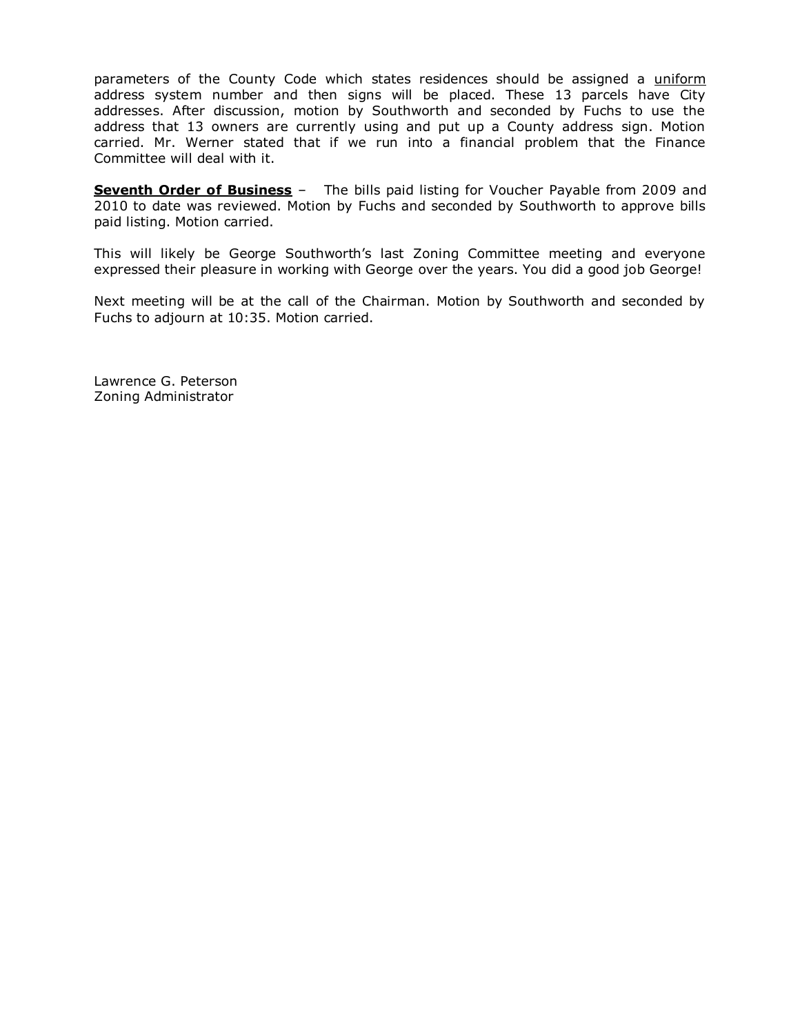parameters of the County Code which states residences should be assigned a <u>uniform</u> address system number and then signs will be placed. These 13 parcels have City addresses. After discussion, motion by Southworth and seconded by Fuchs to use the address that 13 owners are currently using and put up a County address sign. Motion carried. Mr. Werner stated that if we run into a financial problem that the Finance Committee will deal with it.

**<u>Seventh Order of Business</u>** – The bills paid listing for Voucher Payable from 2009 and 2010 to date was reviewed. Motion by Fuchs and seconded by Southworth to approve bills paid listing. Motion carried.

This will likely be George Southworth's last Zoning Committee meeting and everyone expressed their pleasure in working with George over the years. You did a good job George!

Next meeting will be at the call of the Chairman. Motion by Southworth and seconded by Fuchs to adjourn at 10:35. Motion carried.

Lawrence G. Peterson
Zoning Administrator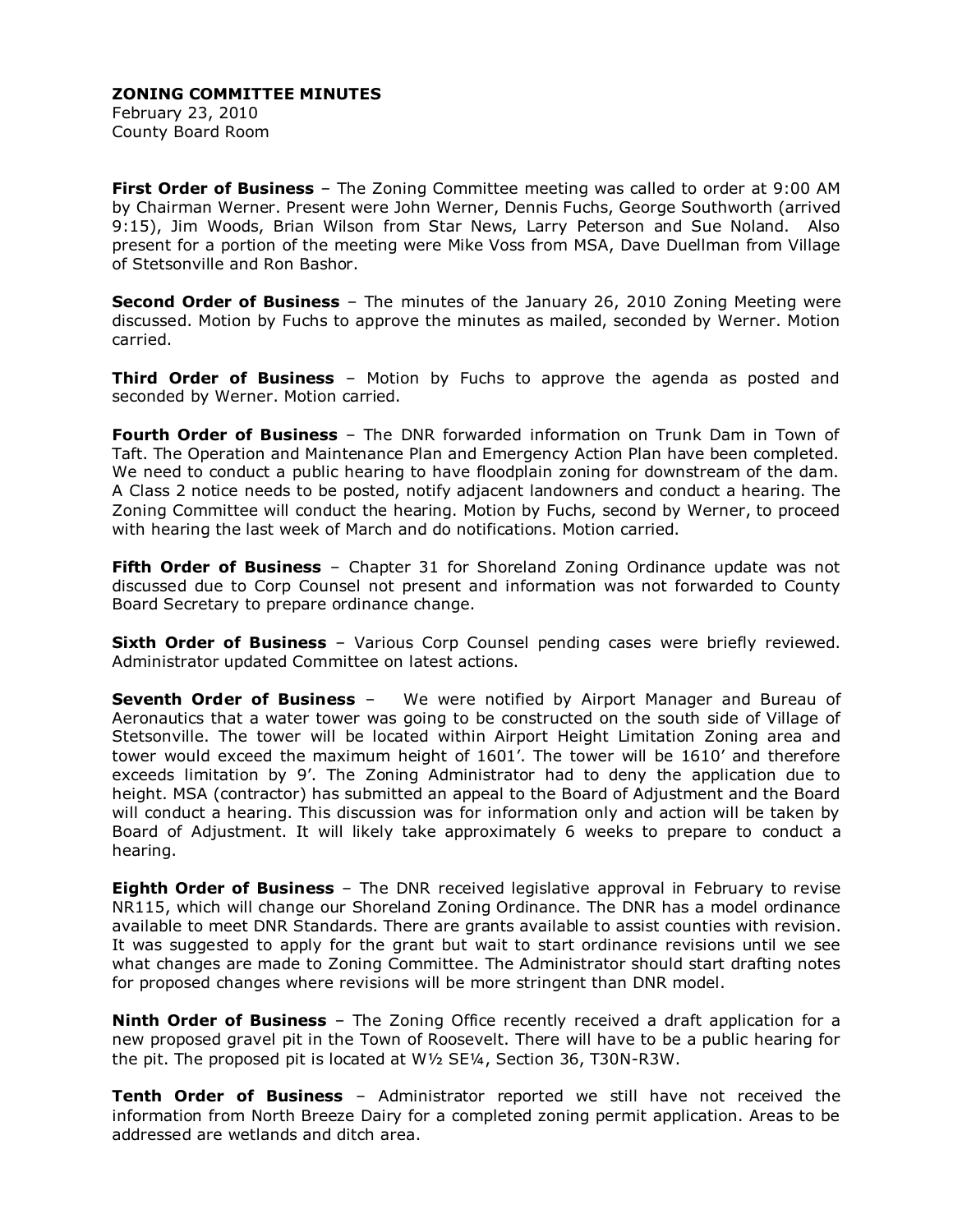**ZONING COMMITTEE MINUTES**
February 23, 2010
County Board Room

**First Order of Business** – The Zoning Committee meeting was called to order at 9:00 AM by Chairman Werner. Present were John Werner, Dennis Fuchs, George Southworth (arrived 9:15), Jim Woods, Brian Wilson from Star News, Larry Peterson and Sue Noland. Also present for a portion of the meeting were Mike Voss from MSA, Dave Duellman from Village of Stetsonville and Ron Bashor.

**Second Order of Business** – The minutes of the January 26, 2010 Zoning Meeting were discussed. Motion by Fuchs to approve the minutes as mailed, seconded by Werner. Motion carried.

**Third Order of Business** – Motion by Fuchs to approve the agenda as posted and seconded by Werner. Motion carried.

**Fourth Order of Business** – The DNR forwarded information on Trunk Dam in Town of Taft. The Operation and Maintenance Plan and Emergency Action Plan have been completed. We need to conduct a public hearing to have floodplain zoning for downstream of the dam. A Class 2 notice needs to be posted, notify adjacent landowners and conduct a hearing. The Zoning Committee will conduct the hearing. Motion by Fuchs, second by Werner, to proceed with hearing the last week of March and do notifications. Motion carried.

**Fifth Order of Business** – Chapter 31 for Shoreland Zoning Ordinance update was not discussed due to Corp Counsel not present and information was not forwarded to County Board Secretary to prepare ordinance change.

**Sixth Order of Business** – Various Corp Counsel pending cases were briefly reviewed. Administrator updated Committee on latest actions.

**Seventh Order of Business** – We were notified by Airport Manager and Bureau of Aeronautics that a water tower was going to be constructed on the south side of Village of Stetsonville. The tower will be located within Airport Height Limitation Zoning area and tower would exceed the maximum height of 1601'. The tower will be 1610' and therefore exceeds limitation by 9'. The Zoning Administrator had to deny the application due to height. MSA (contractor) has submitted an appeal to the Board of Adjustment and the Board will conduct a hearing. This discussion was for information only and action will be taken by Board of Adjustment. It will likely take approximately 6 weeks to prepare to conduct a hearing.

**Eighth Order of Business** – The DNR received legislative approval in February to revise NR115, which will change our Shoreland Zoning Ordinance. The DNR has a model ordinance available to meet DNR Standards. There are grants available to assist counties with revision. It was suggested to apply for the grant but wait to start ordinance revisions until we see what changes are made to Zoning Committee. The Administrator should start drafting notes for proposed changes where revisions will be more stringent than DNR model.

**Ninth Order of Business** – The Zoning Office recently received a draft application for a new proposed gravel pit in the Town of Roosevelt. There will have to be a public hearing for the pit. The proposed pit is located at W½ SE¼, Section 36, T30N-R3W.

**Tenth Order of Business** – Administrator reported we still have not received the information from North Breeze Dairy for a completed zoning permit application. Areas to be addressed are wetlands and ditch area.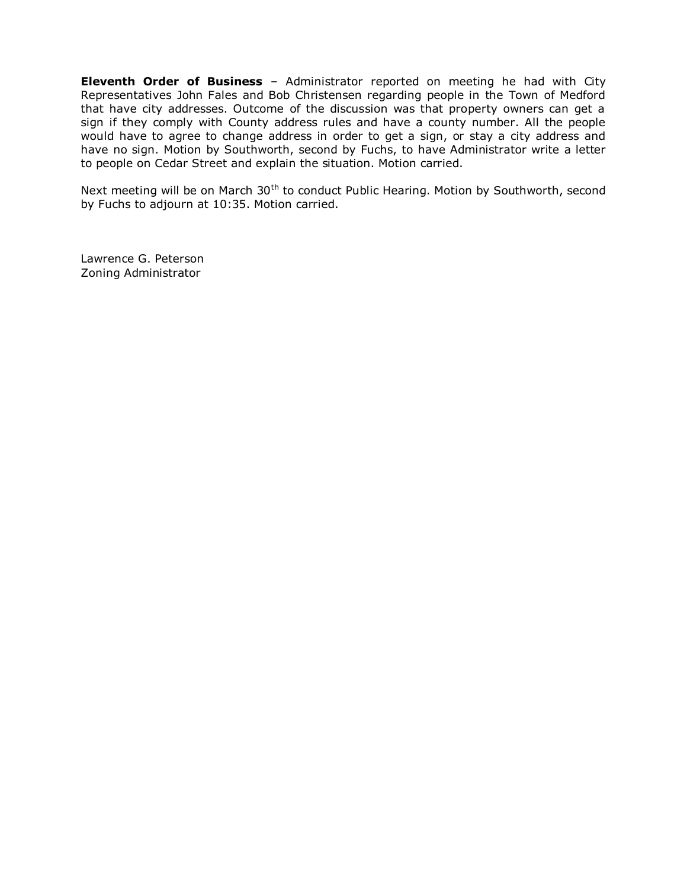**Eleventh Order of Business** – Administrator reported on meeting he had with City Representatives John Fales and Bob Christensen regarding people in the Town of Medford that have city addresses. Outcome of the discussion was that property owners can get a sign if they comply with County address rules and have a county number. All the people would have to agree to change address in order to get a sign, or stay a city address and have no sign. Motion by Southworth, second by Fuchs, to have Administrator write a letter to people on Cedar Street and explain the situation. Motion carried.

Next meeting will be on March 30th to conduct Public Hearing. Motion by Southworth, second by Fuchs to adjourn at 10:35. Motion carried.

Lawrence G. Peterson
Zoning Administrator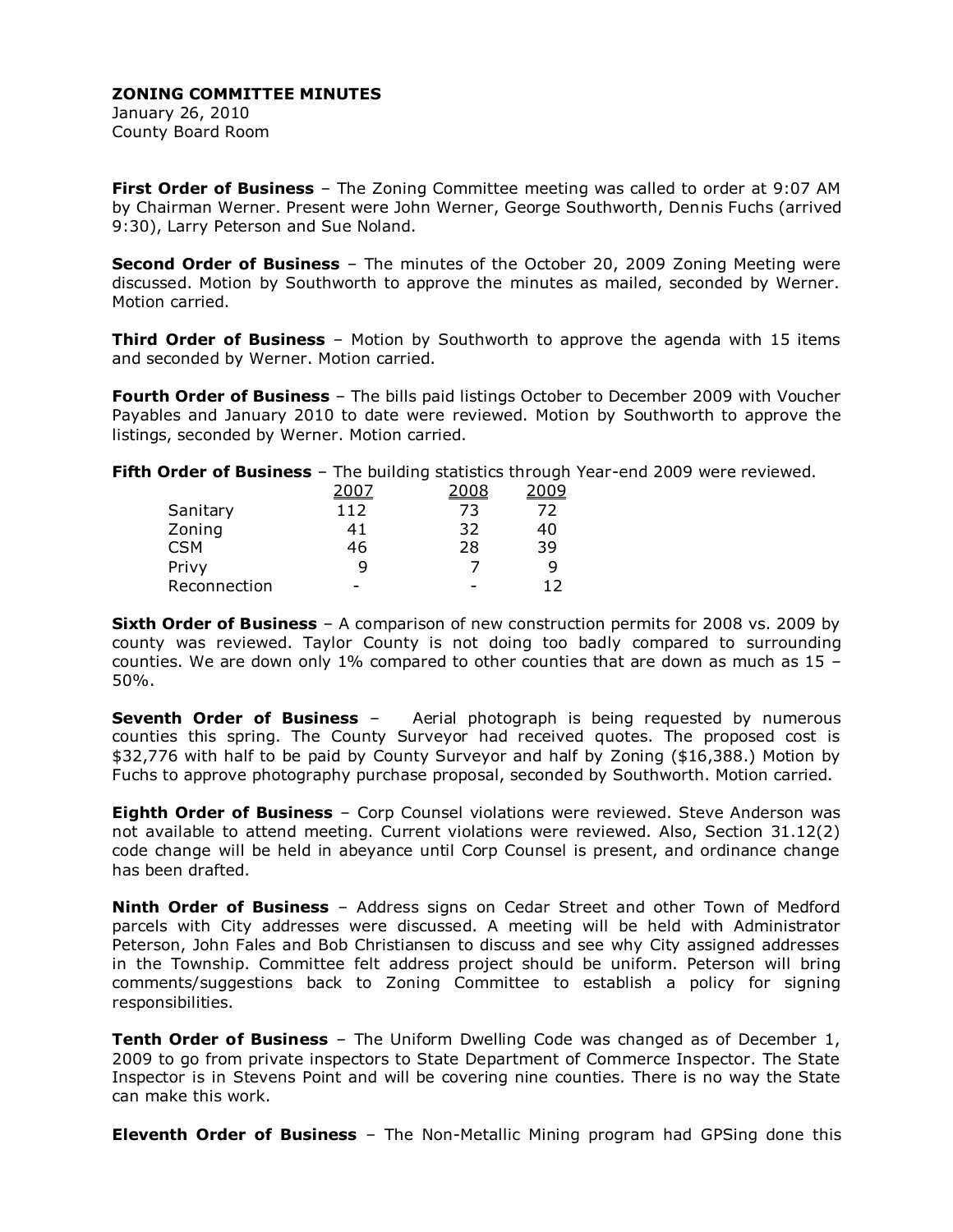**ZONING COMMITTEE MINUTES**

January 26, 2010
County Board Room

**First Order of Business** – The Zoning Committee meeting was called to order at 9:07 AM by Chairman Werner. Present were John Werner, George Southworth, Dennis Fuchs (arrived 9:30), Larry Peterson and Sue Noland.

**Second Order of Business** – The minutes of the October 20, 2009 Zoning Meeting were discussed. Motion by Southworth to approve the minutes as mailed, seconded by Werner. Motion carried.

**Third Order of Business** – Motion by Southworth to approve the agenda with 15 items and seconded by Werner. Motion carried.

**Fourth Order of Business** – The bills paid listings October to December 2009 with Voucher Payables and January 2010 to date were reviewed. Motion by Southworth to approve the listings, seconded by Werner. Motion carried.

**Fifth Order of Business** – The building statistics through Year-end 2009 were reviewed.

| | 2007 | 2008 | 2009 |
|---|---|---|---|
| Sanitary | 112 | 73 | 72 |
| Zoning | 41 | 32 | 40 |
| CSM | 46 | 28 | 39 |
| Privy | 9 | 7 | 9 |
| Reconnection | - | - | 12 |

**Sixth Order of Business** – A comparison of new construction permits for 2008 vs. 2009 by county was reviewed. Taylor County is not doing too badly compared to surrounding counties. We are down only 1% compared to other counties that are down as much as 15 – 50%.

**Seventh Order of Business** – Aerial photograph is being requested by numerous counties this spring. The County Surveyor had received quotes. The proposed cost is $32,776 with half to be paid by County Surveyor and half by Zoning ($16,388.) Motion by Fuchs to approve photography purchase proposal, seconded by Southworth. Motion carried.

**Eighth Order of Business** – Corp Counsel violations were reviewed. Steve Anderson was not available to attend meeting. Current violations were reviewed. Also, Section 31.12(2) code change will be held in abeyance until Corp Counsel is present, and ordinance change has been drafted.

**Ninth Order of Business** – Address signs on Cedar Street and other Town of Medford parcels with City addresses were discussed. A meeting will be held with Administrator Peterson, John Fales and Bob Christiansen to discuss and see why City assigned addresses in the Township. Committee felt address project should be uniform. Peterson will bring comments/suggestions back to Zoning Committee to establish a policy for signing responsibilities.

**Tenth Order of Business** – The Uniform Dwelling Code was changed as of December 1, 2009 to go from private inspectors to State Department of Commerce Inspector. The State Inspector is in Stevens Point and will be covering nine counties. There is no way the State can make this work.

**Eleventh Order of Business** – The Non-Metallic Mining program had GPSing done this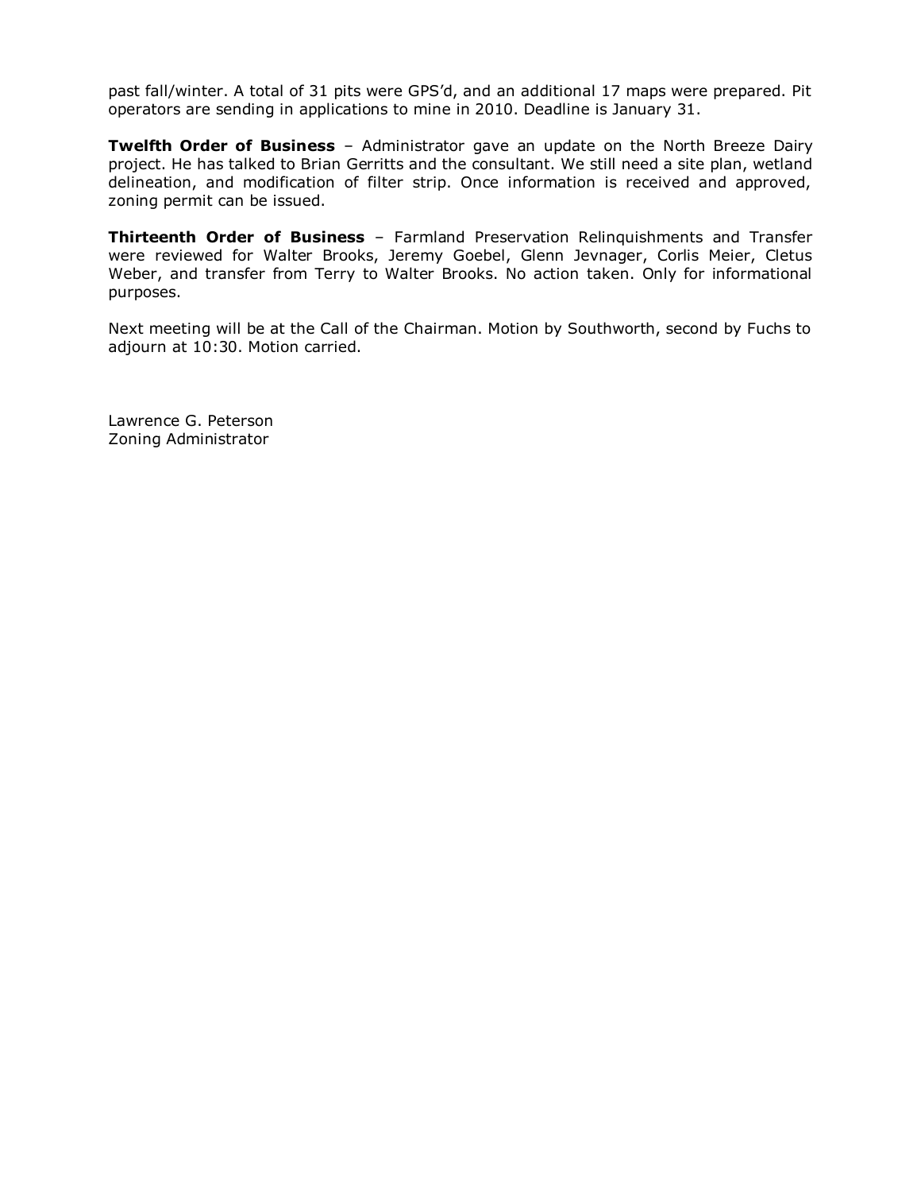past fall/winter. A total of 31 pits were GPS'd, and an additional 17 maps were prepared. Pit operators are sending in applications to mine in 2010. Deadline is January 31.

**Twelfth Order of Business** – Administrator gave an update on the North Breeze Dairy project. He has talked to Brian Gerritts and the consultant. We still need a site plan, wetland delineation, and modification of filter strip. Once information is received and approved, zoning permit can be issued.

**Thirteenth Order of Business** – Farmland Preservation Relinquishments and Transfer were reviewed for Walter Brooks, Jeremy Goebel, Glenn Jevnager, Corlis Meier, Cletus Weber, and transfer from Terry to Walter Brooks. No action taken. Only for informational purposes.

Next meeting will be at the Call of the Chairman. Motion by Southworth, second by Fuchs to adjourn at 10:30. Motion carried.

Lawrence G. Peterson
Zoning Administrator